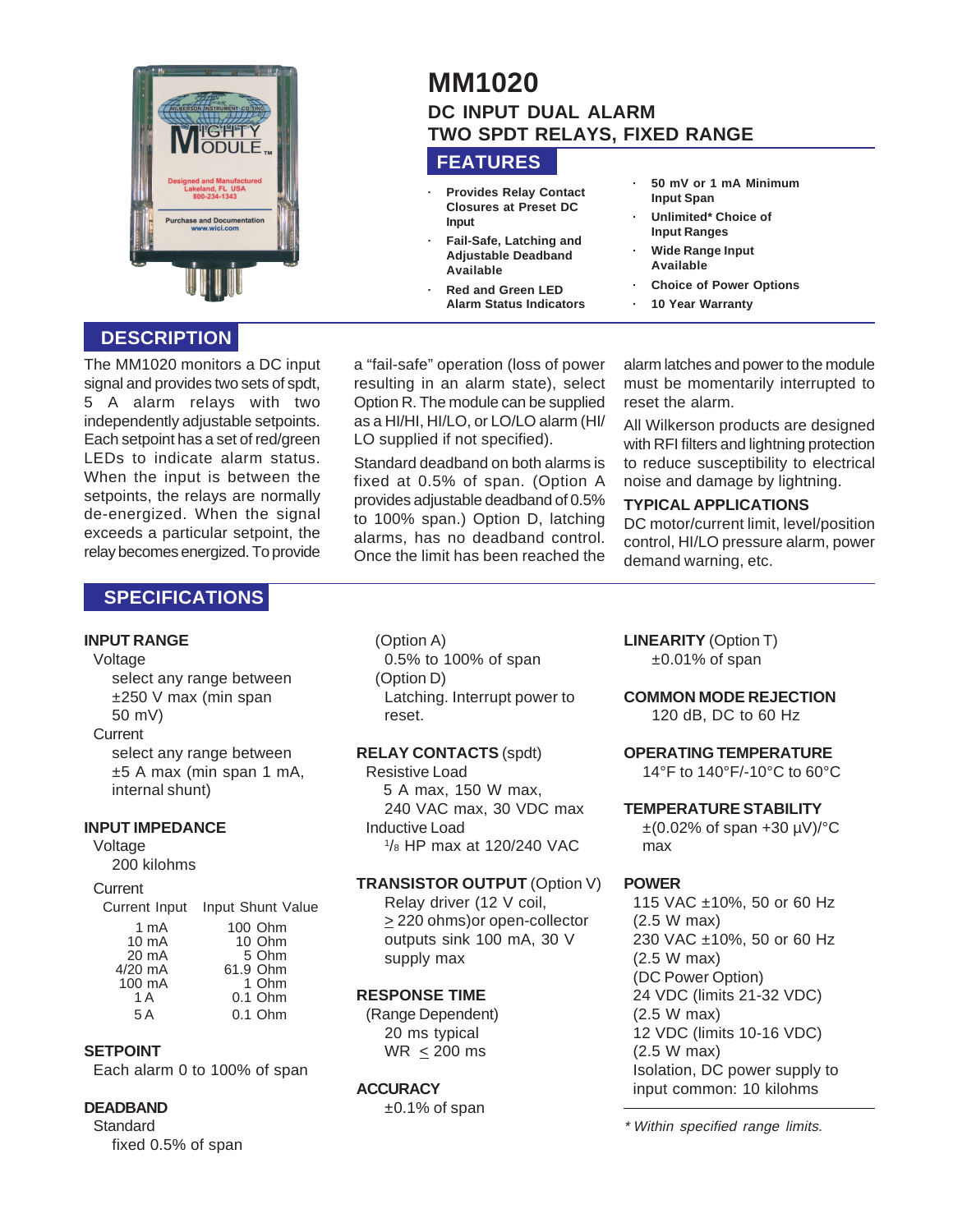# MM1020

## DC INPUT DUAL ALARM
## TWO SPDT RELAYS, FIXED RANGE

## FEATURES

- Provides Relay Contact Closures at Preset DC Input
- Fail-Safe, Latching and Adjustable Deadband Available
- Red and Green LED Alarm Status Indicators
- 50 mV or 1 mA Minimum Input Span
- Unlimited* Choice of Input Ranges
- Wide Range Input Available
- Choice of Power Options
- 10 Year Warranty

## DESCRIPTION

The MM1020 monitors a DC input signal and provides two sets of spdt, 5 A alarm relays with two independently adjustable setpoints. Each setpoint has a set of red/green LEDs to indicate alarm status. When the input is between the setpoints, the relays are normally de-energized. When the signal exceeds a particular setpoint, the relay becomes energized. To provide a "fail-safe" operation (loss of power resulting in an alarm state), select Option R. The module can be supplied as a HI/HI, HI/LO, or LO/LO alarm (HI/LO supplied if not specified).

Standard deadband on both alarms is fixed at 0.5% of span. (Option A provides adjustable deadband of 0.5% to 100% span.) Option D, latching alarms, has no deadband control. Once the limit has been reached the alarm latches and power to the module must be momentarily interrupted to reset the alarm.

All Wilkerson products are designed with RFI filters and lightning protection to reduce susceptibility to electrical noise and damage by lightning.

### TYPICAL APPLICATIONS

DC motor/current limit, level/position control, HI/LO pressure alarm, power demand warning, etc.

## SPECIFICATIONS

**INPUT RANGE**
Voltage
select any range between ±250 V max (min span 50 mV)
Current
select any range between ±5 A max (min span 1 mA, internal shunt)

**INPUT IMPEDANCE**
Voltage
200 kilohms
Current

| Current Input | Input Shunt Value |
|---|---|
| 1 mA | 100 Ohm |
| 10 mA | 10 Ohm |
| 20 mA | 5 Ohm |
| 4/20 mA | 61.9 Ohm |
| 100 mA | 1 Ohm |
| 1 A | 0.1 Ohm |
| 5 A | 0.1 Ohm |

**SETPOINT**
Each alarm 0 to 100% of span

**DEADBAND**
Standard
fixed 0.5% of span
(Option A)
0.5% to 100% of span
(Option D)
Latching. Interrupt power to reset.

**RELAY CONTACTS** (spdt)
Resistive Load
5 A max, 150 W max, 240 VAC max, 30 VDC max
Inductive Load
1/8 HP max at 120/240 VAC

**TRANSISTOR OUTPUT** (Option V)
Relay driver (12 V coil, ≥ 220 ohms)or open-collector outputs sink 100 mA, 30 V supply max

**RESPONSE TIME**
(Range Dependent)
20 ms typical
WR ≤ 200 ms

**ACCURACY**
±0.1% of span

**LINEARITY** (Option T)
±0.01% of span

**COMMON MODE REJECTION**
120 dB, DC to 60 Hz

**OPERATING TEMPERATURE**
14°F to 140°F/-10°C to 60°C

**TEMPERATURE STABILITY**
±(0.02% of span +30 µV)/°C max

**POWER**
115 VAC ±10%, 50 or 60 Hz (2.5 W max)
230 VAC ±10%, 50 or 60 Hz (2.5 W max)
(DC Power Option)
24 VDC (limits 21-32 VDC) (2.5 W max)
12 VDC (limits 10-16 VDC) (2.5 W max)
Isolation, DC power supply to input common: 10 kilohms

*\* Within specified range limits.*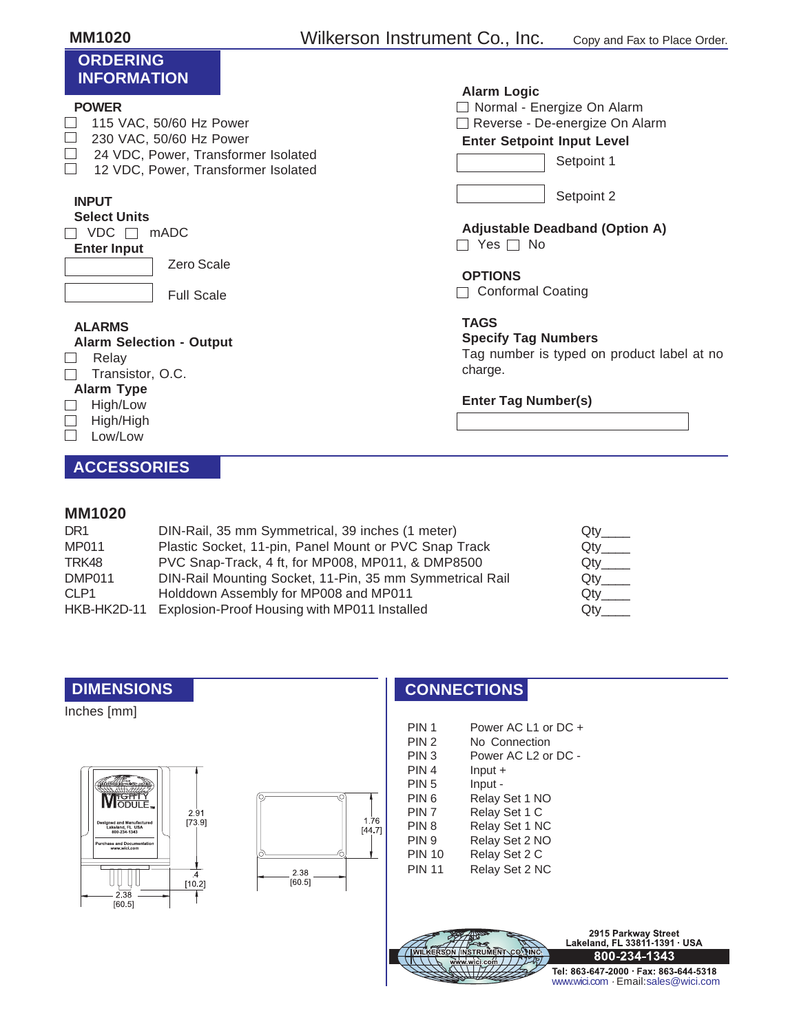## ORDERING INFORMATION

### POWER

☐ 115 VAC, 50/60 Hz Power
☐ 230 VAC, 50/60 Hz Power
☐ 24 VDC, Power, Transformer Isolated
☐ 12 VDC, Power, Transformer Isolated

### INPUT

**Select Units**

☐ VDC ☐ mADC

**Enter Input**

\_\_\_\_\_\_\_\_ Zero Scale

\_\_\_\_\_\_\_\_ Full Scale

### ALARMS

**Alarm Selection - Output**

☐ Relay
☐ Transistor, O.C.

**Alarm Type**

☐ High/Low
☐ High/High
☐ Low/Low

**Alarm Logic**

☐ Normal - Energize On Alarm
☐ Reverse - De-energize On Alarm

**Enter Setpoint Input Level**

\_\_\_\_\_\_\_\_ Setpoint 1

\_\_\_\_\_\_\_\_ Setpoint 2

**Adjustable Deadband (Option A)**

☐ Yes ☐ No

### OPTIONS

☐ Conformal Coating

### TAGS

**Specify Tag Numbers**

Tag number is typed on product label at no charge.

**Enter Tag Number(s)**

\_\_\_\_\_\_\_\_\_\_\_\_\_\_\_\_

## ACCESSORIES

### MM1020

| | | |
|---|---|---|
| DR1 | DIN-Rail, 35 mm Symmetrical, 39 inches (1 meter) | Qty\_\_\_\_ |
| MP011 | Plastic Socket, 11-pin, Panel Mount or PVC Snap Track | Qty\_\_\_\_ |
| TRK48 | PVC Snap-Track, 4 ft, for MP008, MP011, & DMP8500 | Qty\_\_\_\_ |
| DMP011 | DIN-Rail Mounting Socket, 11-Pin, 35 mm Symmetrical Rail | Qty\_\_\_\_ |
| CLP1 | Holddown Assembly for MP008 and MP011 | Qty\_\_\_\_ |
| HKB-HK2D-11 | Explosion-Proof Housing with MP011 Installed | Qty\_\_\_\_ |

## DIMENSIONS

Inches [mm]

2.91 [73.9]
.4 [10.2]
2.38 [60.5]
1.76 [44.7]
2.38 [60.5]

## CONNECTIONS

| | |
|---|---|
| PIN 1 | Power AC L1 or DC + |
| PIN 2 | No Connection |
| PIN 3 | Power AC L2 or DC - |
| PIN 4 | Input + |
| PIN 5 | Input - |
| PIN 6 | Relay Set 1 NO |
| PIN 7 | Relay Set 1 C |
| PIN 8 | Relay Set 1 NC |
| PIN 9 | Relay Set 2 NO |
| PIN 10 | Relay Set 2 C |
| PIN 11 | Relay Set 2 NC |

Wilkerson Instrument Co., Inc.
2915 Parkway Street
Lakeland, FL 33811-1391 · USA
800-234-1343
Tel: 863-647-2000 · Fax: 863-644-5318
www.wici.com · Email: sales@wici.com